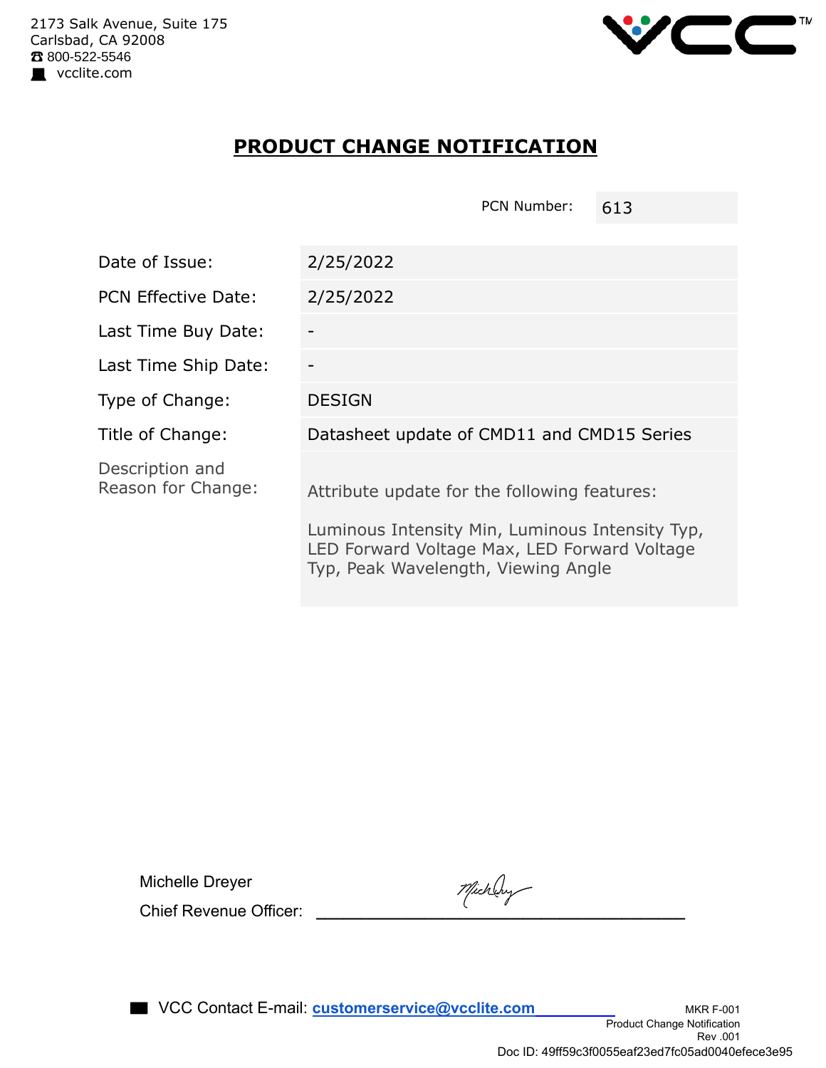2173 Salk Avenue, Suite 175
Carlsbad, CA 92008
☎ 800-522-5546
vcclite.com

# PRODUCT CHANGE NOTIFICATION

| PCN Number: | 613 |
|---|---|

| Field | Details |
|---|---|
| Date of Issue: | 2/25/2022 |
| PCN Effective Date: | 2/25/2022 |
| Last Time Buy Date: | - |
| Last Time Ship Date: | - |
| Type of Change: | DESIGN |
| Title of Change: | Datasheet update of CMD11 and CMD15 Series |
| Description and Reason for Change: | Attribute update for the following features:<br><br>Luminous Intensity Min, Luminous Intensity Typ, LED Forward Voltage Max, LED Forward Voltage Typ, Peak Wavelength, Viewing Angle |

Michelle Dreyer
Chief Revenue Officer: ______________________

VCC Contact E-mail: **customerservice@vcclite.com**

MKR F-001
Product Change Notification
Rev .001

Doc ID: 49ff59c3f0055eaf23ed7fc05ad0040efece3e95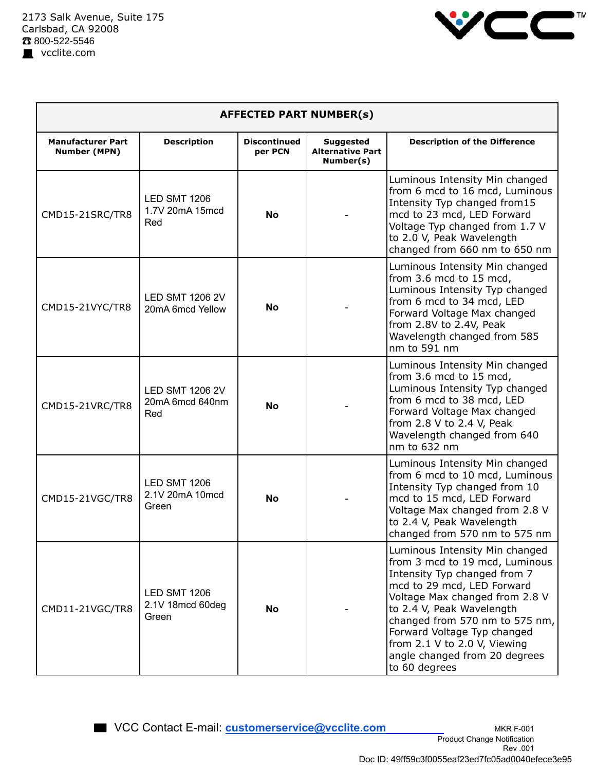2173 Salk Avenue, Suite 175
Carlsbad, CA 92008
☎ 800-522-5546
vcclite.com

| AFFECTED PART NUMBER(s) | | | | |
|---|---|---|---|---|
| **Manufacturer Part Number (MPN)** | **Description** | **Discontinued per PCN** | **Suggested Alternative Part Number(s)** | **Description of the Difference** |
| CMD15-21SRC/TR8 | LED SMT 1206 1.7V 20mA 15mcd Red | **No** | - | Luminous Intensity Min changed from 6 mcd to 16 mcd, Luminous Intensity Typ changed from15 mcd to 23 mcd, LED Forward Voltage Typ changed from 1.7 V to 2.0 V, Peak Wavelength changed from 660 nm to 650 nm |
| CMD15-21VYC/TR8 | LED SMT 1206 2V 20mA 6mcd Yellow | **No** | - | Luminous Intensity Min changed from 3.6 mcd to 15 mcd, Luminous Intensity Typ changed from 6 mcd to 34 mcd, LED Forward Voltage Max changed from 2.8V to 2.4V, Peak Wavelength changed from 585 nm to 591 nm |
| CMD15-21VRC/TR8 | LED SMT 1206 2V 20mA 6mcd 640nm Red | **No** | - | Luminous Intensity Min changed from 3.6 mcd to 15 mcd, Luminous Intensity Typ changed from 6 mcd to 38 mcd, LED Forward Voltage Max changed from 2.8 V to 2.4 V, Peak Wavelength changed from 640 nm to 632 nm |
| CMD15-21VGC/TR8 | LED SMT 1206 2.1V 20mA 10mcd Green | **No** | - | Luminous Intensity Min changed from 6 mcd to 10 mcd, Luminous Intensity Typ changed from 10 mcd to 15 mcd, LED Forward Voltage Max changed from 2.8 V to 2.4 V, Peak Wavelength changed from 570 nm to 575 nm |
| CMD11-21VGC/TR8 | LED SMT 1206 2.1V 18mcd 60deg Green | **No** | - | Luminous Intensity Min changed from 3 mcd to 19 mcd, Luminous Intensity Typ changed from 7 mcd to 29 mcd, LED Forward Voltage Max changed from 2.8 V to 2.4 V, Peak Wavelength changed from 570 nm to 575 nm, Forward Voltage Typ changed from 2.1 V to 2.0 V, Viewing angle changed from 20 degrees to 60 degrees |

VCC Contact E-mail: **customerservice@vcclite.com**

MKR F-001
Product Change Notification
Rev .001
Doc ID: 49ff59c3f0055eaf23ed7fc05ad0040efece3e95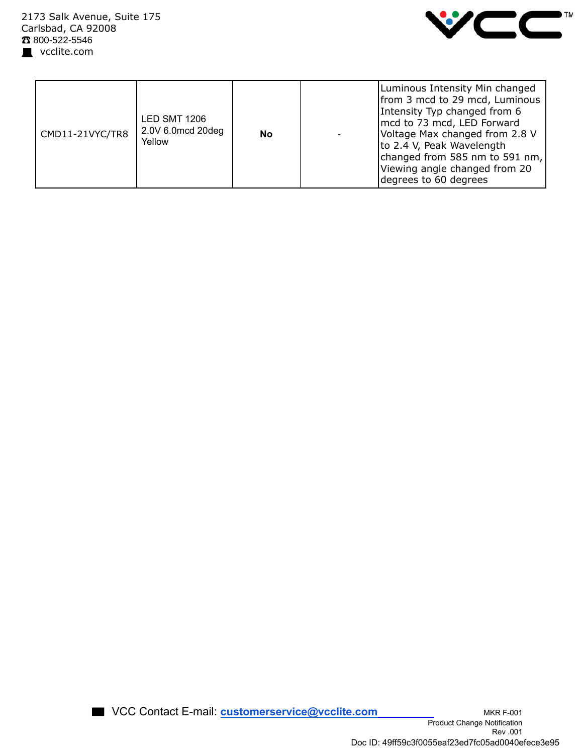2173 Salk Avenue, Suite 175
Carlsbad, CA 92008
☎ 800-522-5546
vcclite.com

| | | | | |
|---|---|---|---|---|
| CMD11-21VYC/TR8 | LED SMT 1206 2.0V 6.0mcd 20deg Yellow | **No** | - | Luminous Intensity Min changed from 3 mcd to 29 mcd, Luminous Intensity Typ changed from 6 mcd to 73 mcd, LED Forward Voltage Max changed from 2.8 V to 2.4 V, Peak Wavelength changed from 585 nm to 591 nm, Viewing angle changed from 20 degrees to 60 degrees |

VCC Contact E-mail: **customerservice@vcclite.com**

MKR F-001
Product Change Notification
Rev .001

Doc ID: 49ff59c3f0055eaf23ed7fc05ad0040efece3e95